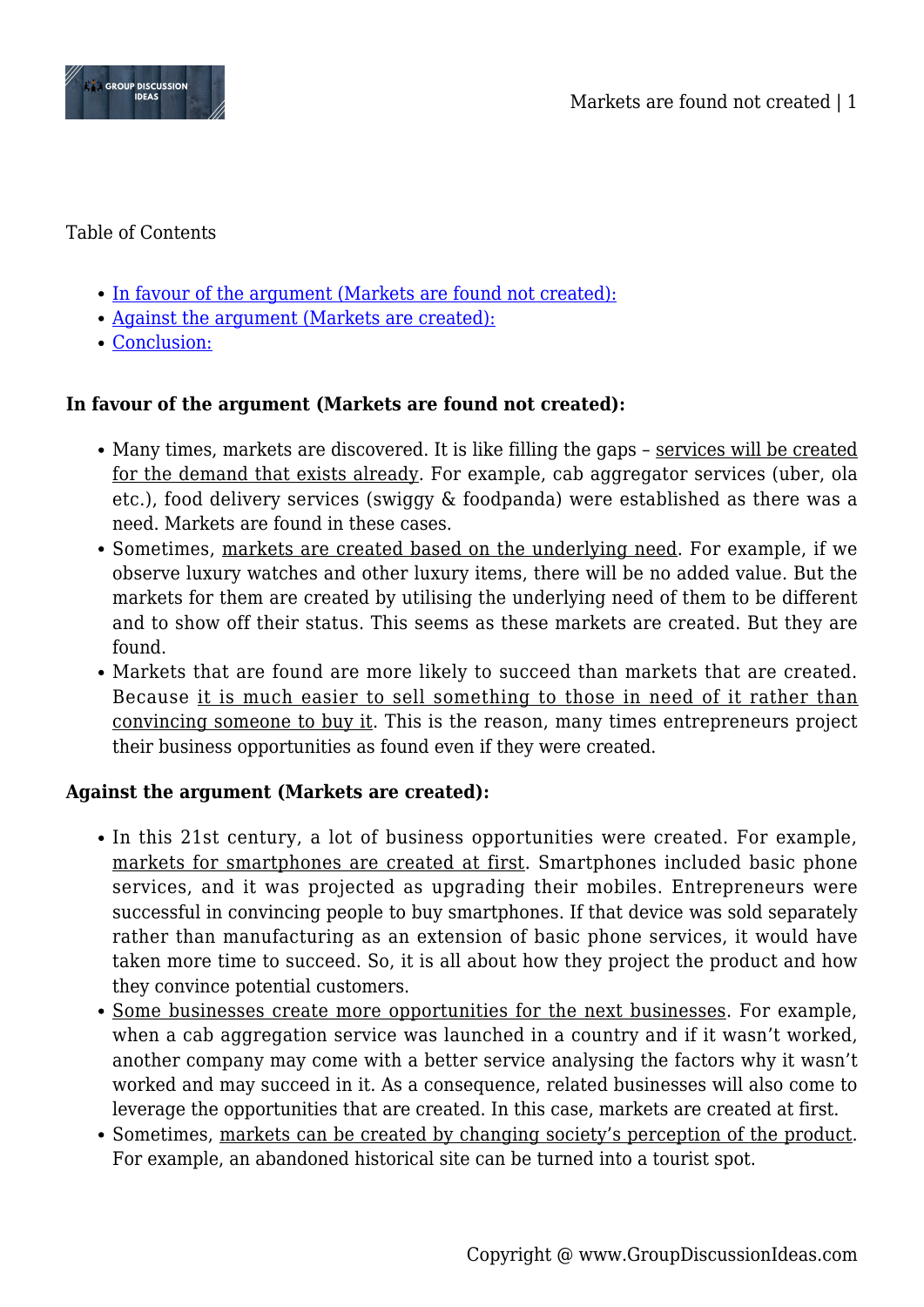Table of Contents

- In favour of the argument (Markets are found not created):
- Against the argument (Markets are created):
- Conclusion:

**In favour of the argument (Markets are found not created):**

- Many times, markets are discovered. It is like filling the gaps – services will be created for the demand that exists already. For example, cab aggregator services (uber, ola etc.), food delivery services (swiggy & foodpanda) were established as there was a need. Markets are found in these cases.
- Sometimes, markets are created based on the underlying need. For example, if we observe luxury watches and other luxury items, there will be no added value. But the markets for them are created by utilising the underlying need of them to be different and to show off their status. This seems as these markets are created. But they are found.
- Markets that are found are more likely to succeed than markets that are created. Because it is much easier to sell something to those in need of it rather than convincing someone to buy it. This is the reason, many times entrepreneurs project their business opportunities as found even if they were created.

**Against the argument (Markets are created):**

- In this 21st century, a lot of business opportunities were created. For example, markets for smartphones are created at first. Smartphones included basic phone services, and it was projected as upgrading their mobiles. Entrepreneurs were successful in convincing people to buy smartphones. If that device was sold separately rather than manufacturing as an extension of basic phone services, it would have taken more time to succeed. So, it is all about how they project the product and how they convince potential customers.
- Some businesses create more opportunities for the next businesses. For example, when a cab aggregation service was launched in a country and if it wasn't worked, another company may come with a better service analysing the factors why it wasn't worked and may succeed in it. As a consequence, related businesses will also come to leverage the opportunities that are created. In this case, markets are created at first.
- Sometimes, markets can be created by changing society's perception of the product. For example, an abandoned historical site can be turned into a tourist spot.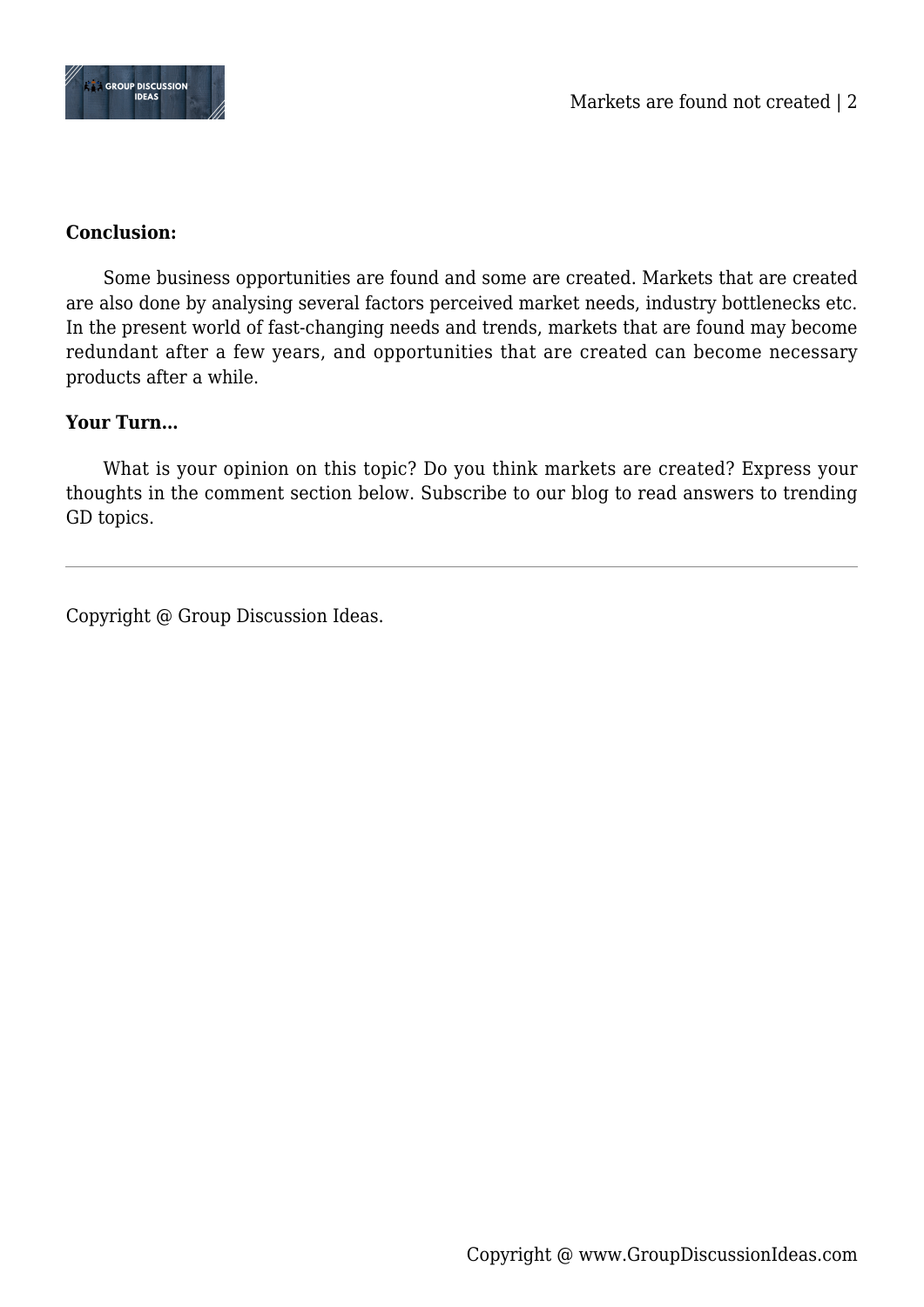**Conclusion:**

Some business opportunities are found and some are created. Markets that are created are also done by analysing several factors perceived market needs, industry bottlenecks etc. In the present world of fast-changing needs and trends, markets that are found may become redundant after a few years, and opportunities that are created can become necessary products after a while.

**Your Turn…**

What is your opinion on this topic? Do you think markets are created? Express your thoughts in the comment section below. Subscribe to our blog to read answers to trending GD topics.

---

Copyright @ Group Discussion Ideas.